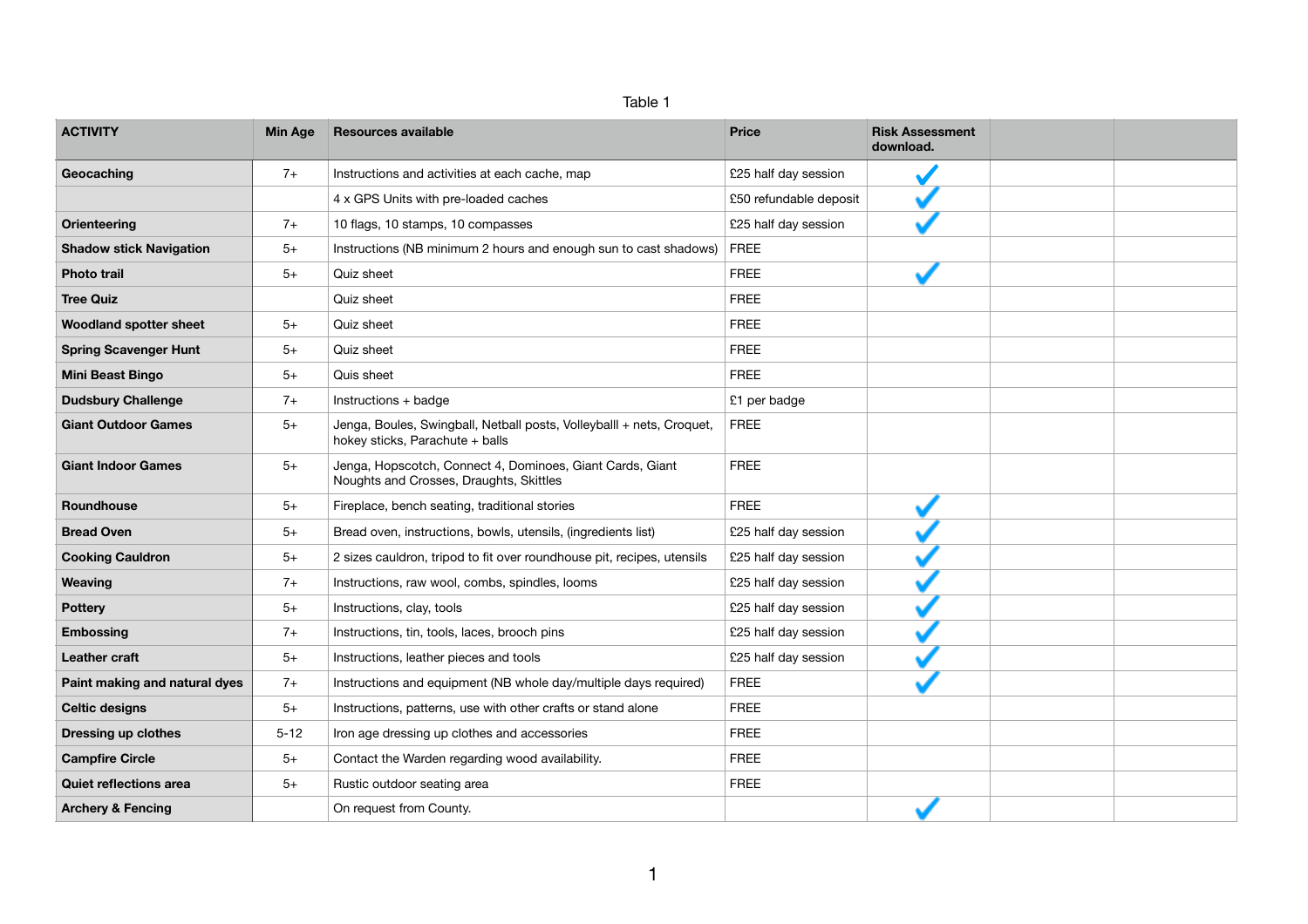Table 1

| ACTIVITY | Min Age | Resources available | Price | Risk Assessment download. | | |
|---|---|---|---|---|---|---|
| **Geocaching** | 7+ | Instructions and activities at each cache, map | £25 half day session | ✓ | | |
| | | 4 x GPS Units with pre-loaded caches | £50 refundable deposit | ✓ | | |
| **Orienteering** | 7+ | 10 flags, 10 stamps, 10 compasses | £25 half day session | ✓ | | |
| **Shadow stick Navigation** | 5+ | Instructions (NB minimum 2 hours and enough sun to cast shadows) | FREE | | | |
| **Photo trail** | 5+ | Quiz sheet | FREE | ✓ | | |
| **Tree Quiz** | | Quiz sheet | FREE | | | |
| **Woodland spotter sheet** | 5+ | Quiz sheet | FREE | | | |
| **Spring Scavenger Hunt** | 5+ | Quiz sheet | FREE | | | |
| **Mini Beast Bingo** | 5+ | Quis sheet | FREE | | | |
| **Dudsbury Challenge** | 7+ | Instructions + badge | £1 per badge | | | |
| **Giant Outdoor Games** | 5+ | Jenga, Boules, Swingball, Netball posts, Volleyballl + nets, Croquet, hokey sticks, Parachute + balls | FREE | | | |
| **Giant Indoor Games** | 5+ | Jenga, Hopscotch, Connect 4, Dominoes, Giant Cards, Giant Noughts and Crosses, Draughts, Skittles | FREE | | | |
| **Roundhouse** | 5+ | Fireplace, bench seating, traditional stories | FREE | ✓ | | |
| **Bread Oven** | 5+ | Bread oven, instructions, bowls, utensils, (ingredients list) | £25 half day session | ✓ | | |
| **Cooking Cauldron** | 5+ | 2 sizes cauldron, tripod to fit over roundhouse pit, recipes, utensils | £25 half day session | ✓ | | |
| **Weaving** | 7+ | Instructions, raw wool, combs, spindles, looms | £25 half day session | ✓ | | |
| **Pottery** | 5+ | Instructions, clay, tools | £25 half day session | ✓ | | |
| **Embossing** | 7+ | Instructions, tin, tools, laces, brooch pins | £25 half day session | ✓ | | |
| **Leather craft** | 5+ | Instructions, leather pieces and tools | £25 half day session | ✓ | | |
| **Paint making and natural dyes** | 7+ | Instructions and equipment (NB whole day/multiple days required) | FREE | ✓ | | |
| **Celtic designs** | 5+ | Instructions, patterns, use with other crafts or stand alone | FREE | | | |
| **Dressing up clothes** | 5-12 | Iron age dressing up clothes and accessories | FREE | | | |
| **Campfire Circle** | 5+ | Contact the Warden regarding wood availability. | FREE | | | |
| **Quiet reflections area** | 5+ | Rustic outdoor seating area | FREE | | | |
| **Archery & Fencing** | | On request from County. | | ✓ | | |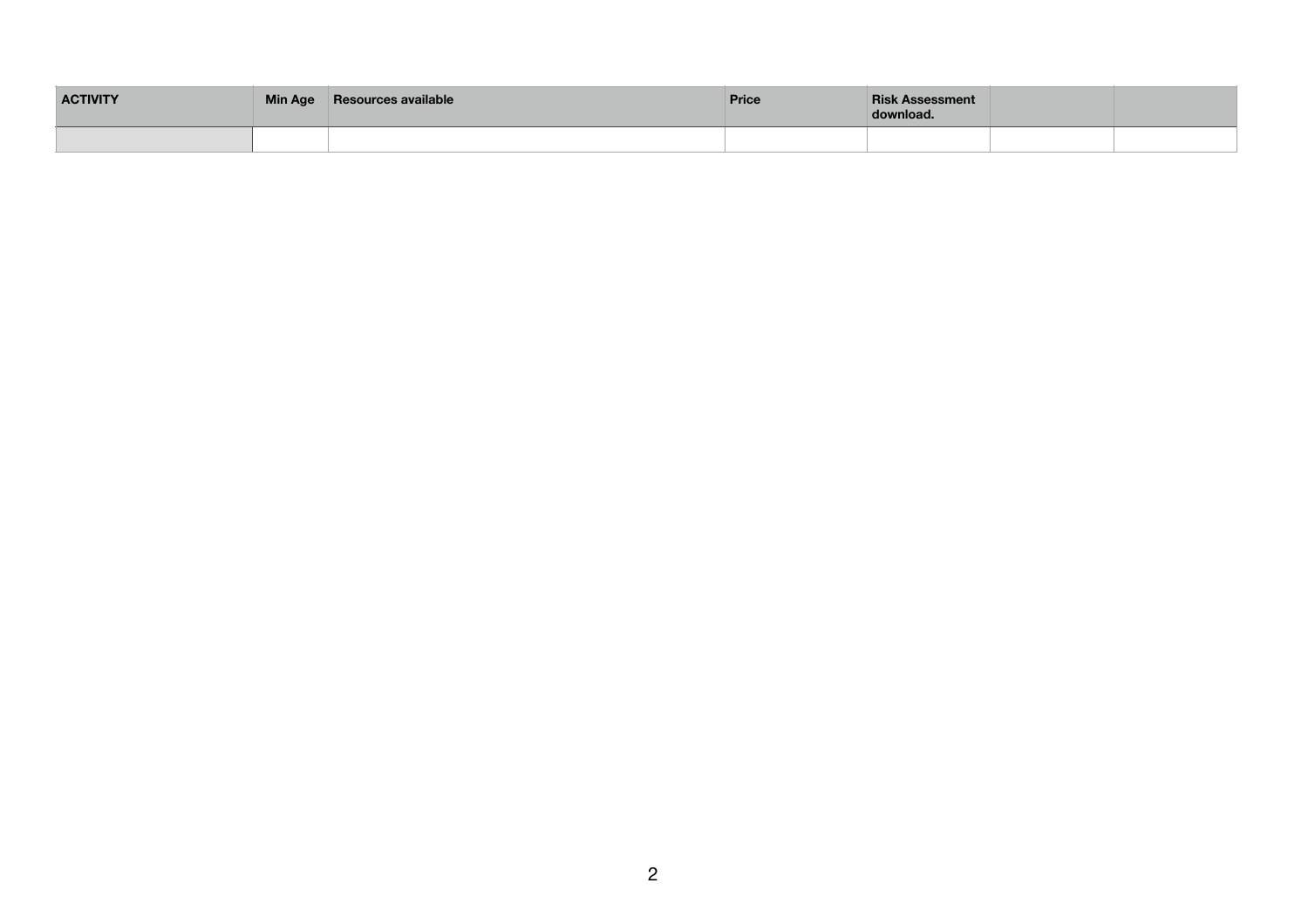| ACTIVITY | Min Age | Resources available | Price | Risk Assessment download. | | |
|---|---|---|---|---|---|---|
| | | | | | | |